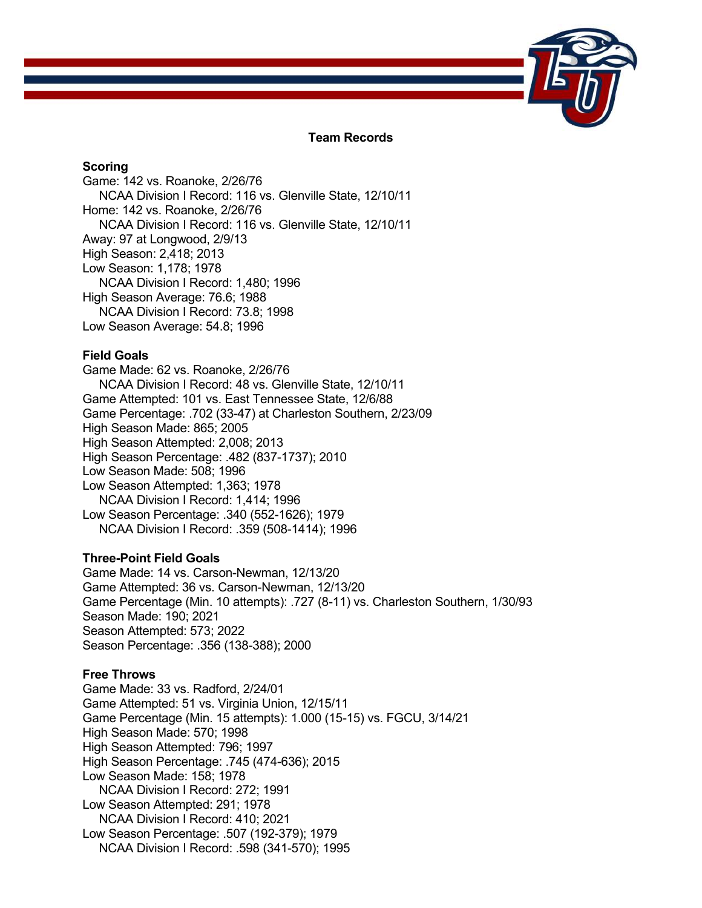# Team Records

## Scoring

Game: 142 vs. Roanoke, 2/26/76
  NCAA Division I Record: 116 vs. Glenville State, 12/10/11
Home: 142 vs. Roanoke, 2/26/76
  NCAA Division I Record: 116 vs. Glenville State, 12/10/11
Away: 97 at Longwood, 2/9/13
High Season: 2,418; 2013
Low Season: 1,178; 1978
  NCAA Division I Record: 1,480; 1996
High Season Average: 76.6; 1988
  NCAA Division I Record: 73.8; 1998
Low Season Average: 54.8; 1996

## Field Goals

Game Made: 62 vs. Roanoke, 2/26/76
  NCAA Division I Record: 48 vs. Glenville State, 12/10/11
Game Attempted: 101 vs. East Tennessee State, 12/6/88
Game Percentage: .702 (33-47) at Charleston Southern, 2/23/09
High Season Made: 865; 2005
High Season Attempted: 2,008; 2013
High Season Percentage: .482 (837-1737); 2010
Low Season Made: 508; 1996
Low Season Attempted: 1,363; 1978
  NCAA Division I Record: 1,414; 1996
Low Season Percentage: .340 (552-1626); 1979
  NCAA Division I Record: .359 (508-1414); 1996

## Three-Point Field Goals

Game Made: 14 vs. Carson-Newman, 12/13/20
Game Attempted: 36 vs. Carson-Newman, 12/13/20
Game Percentage (Min. 10 attempts): .727 (8-11) vs. Charleston Southern, 1/30/93
Season Made: 190; 2021
Season Attempted: 573; 2022
Season Percentage: .356 (138-388); 2000

## Free Throws

Game Made: 33 vs. Radford, 2/24/01
Game Attempted: 51 vs. Virginia Union, 12/15/11
Game Percentage (Min. 15 attempts): 1.000 (15-15) vs. FGCU, 3/14/21
High Season Made: 570; 1998
High Season Attempted: 796; 1997
High Season Percentage: .745 (474-636); 2015
Low Season Made: 158; 1978
  NCAA Division I Record: 272; 1991
Low Season Attempted: 291; 1978
  NCAA Division I Record: 410; 2021
Low Season Percentage: .507 (192-379); 1979
  NCAA Division I Record: .598 (341-570); 1995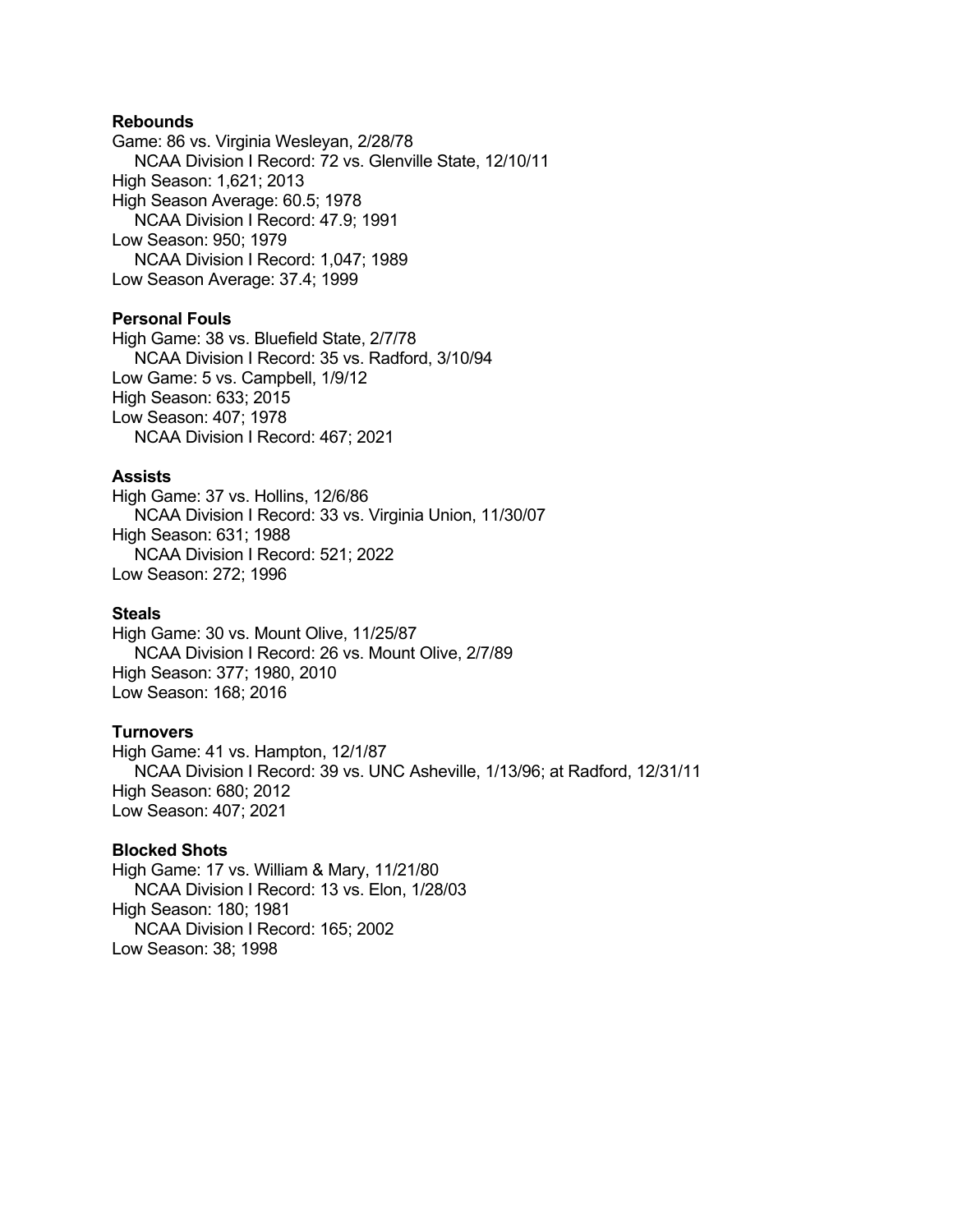**Rebounds**

Game: 86 vs. Virginia Wesleyan, 2/28/78
&nbsp;&nbsp;&nbsp;&nbsp;NCAA Division I Record: 72 vs. Glenville State, 12/10/11
High Season: 1,621; 2013
High Season Average: 60.5; 1978
&nbsp;&nbsp;&nbsp;&nbsp;NCAA Division I Record: 47.9; 1991
Low Season: 950; 1979
&nbsp;&nbsp;&nbsp;&nbsp;NCAA Division I Record: 1,047; 1989
Low Season Average: 37.4; 1999

**Personal Fouls**

High Game: 38 vs. Bluefield State, 2/7/78
&nbsp;&nbsp;&nbsp;&nbsp;NCAA Division I Record: 35 vs. Radford, 3/10/94
Low Game: 5 vs. Campbell, 1/9/12
High Season: 633; 2015
Low Season: 407; 1978
&nbsp;&nbsp;&nbsp;&nbsp;NCAA Division I Record: 467; 2021

**Assists**

High Game: 37 vs. Hollins, 12/6/86
&nbsp;&nbsp;&nbsp;&nbsp;NCAA Division I Record: 33 vs. Virginia Union, 11/30/07
High Season: 631; 1988
&nbsp;&nbsp;&nbsp;&nbsp;NCAA Division I Record: 521; 2022
Low Season: 272; 1996

**Steals**

High Game: 30 vs. Mount Olive, 11/25/87
&nbsp;&nbsp;&nbsp;&nbsp;NCAA Division I Record: 26 vs. Mount Olive, 2/7/89
High Season: 377; 1980, 2010
Low Season: 168; 2016

**Turnovers**

High Game: 41 vs. Hampton, 12/1/87
&nbsp;&nbsp;&nbsp;&nbsp;NCAA Division I Record: 39 vs. UNC Asheville, 1/13/96; at Radford, 12/31/11
High Season: 680; 2012
Low Season: 407; 2021

**Blocked Shots**

High Game: 17 vs. William & Mary, 11/21/80
&nbsp;&nbsp;&nbsp;&nbsp;NCAA Division I Record: 13 vs. Elon, 1/28/03
High Season: 180; 1981
&nbsp;&nbsp;&nbsp;&nbsp;NCAA Division I Record: 165; 2002
Low Season: 38; 1998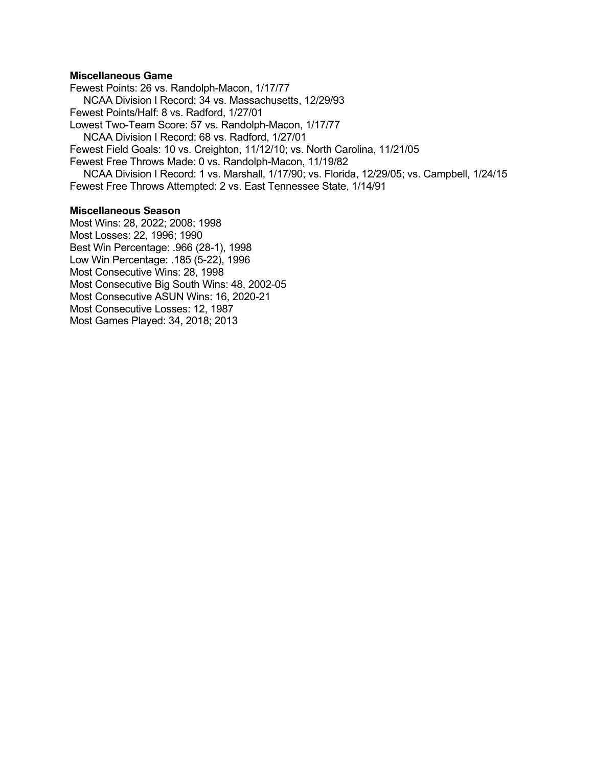**Miscellaneous Game**

Fewest Points: 26 vs. Randolph-Macon, 1/17/77
&nbsp;&nbsp;&nbsp;&nbsp;NCAA Division I Record: 34 vs. Massachusetts, 12/29/93
Fewest Points/Half: 8 vs. Radford, 1/27/01
Lowest Two-Team Score: 57 vs. Randolph-Macon, 1/17/77
&nbsp;&nbsp;&nbsp;&nbsp;NCAA Division I Record: 68 vs. Radford, 1/27/01
Fewest Field Goals: 10 vs. Creighton, 11/12/10; vs. North Carolina, 11/21/05
Fewest Free Throws Made: 0 vs. Randolph-Macon, 11/19/82
&nbsp;&nbsp;&nbsp;&nbsp;NCAA Division I Record: 1 vs. Marshall, 1/17/90; vs. Florida, 12/29/05; vs. Campbell, 1/24/15
Fewest Free Throws Attempted: 2 vs. East Tennessee State, 1/14/91

**Miscellaneous Season**

Most Wins: 28, 2022; 2008; 1998
Most Losses: 22, 1996; 1990
Best Win Percentage: .966 (28-1), 1998
Low Win Percentage: .185 (5-22), 1996
Most Consecutive Wins: 28, 1998
Most Consecutive Big South Wins: 48, 2002-05
Most Consecutive ASUN Wins: 16, 2020-21
Most Consecutive Losses: 12, 1987
Most Games Played: 34, 2018; 2013